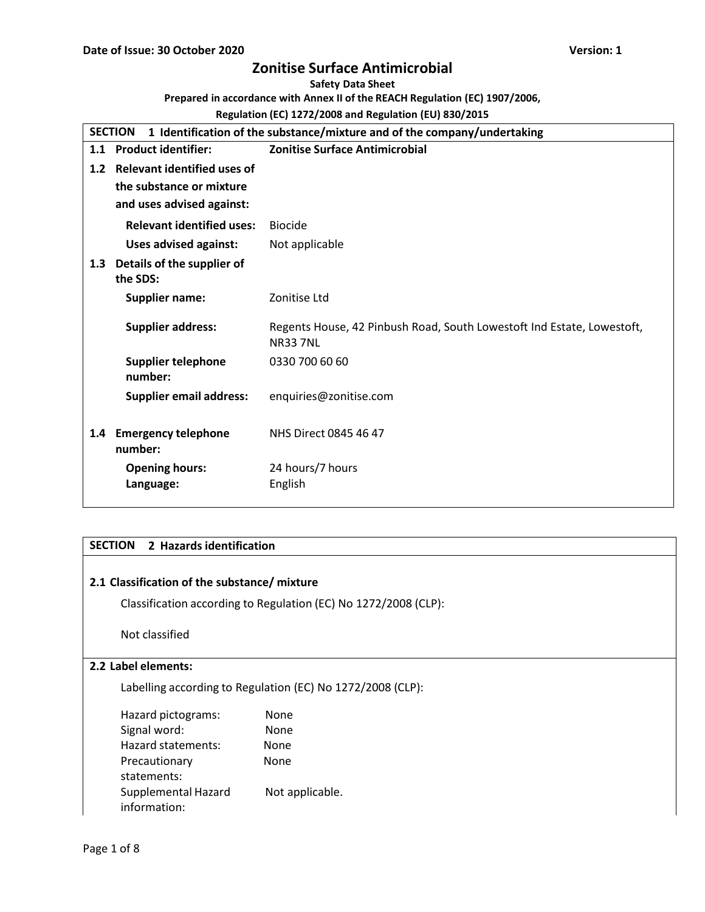**Date of Issue: 30 October 2020** **Version: 1**

# Zonitise Surface Antimicrobial

**Safety Data Sheet**

**Prepared in accordance with Annex II of the REACH Regulation (EC) 1907/2006, Regulation (EC) 1272/2008 and Regulation (EU) 830/2015**

## SECTION 1 Identification of the substance/mixture and of the company/undertaking

| | | |
|---|---|---|
| **1.1** | **Product identifier:** | **Zonitise Surface Antimicrobial** |
| **1.2** | **Relevant identified uses of the substance or mixture and uses advised against:** | |
| | **Relevant identified uses:** | Biocide |
| | **Uses advised against:** | Not applicable |
| **1.3** | **Details of the supplier of the SDS:** | |
| | **Supplier name:** | Zonitise Ltd |
| | **Supplier address:** | Regents House, 42 Pinbush Road, South Lowestoft Ind Estate, Lowestoft, NR33 7NL |
| | **Supplier telephone number:** | 0330 700 60 60 |
| | **Supplier email address:** | enquiries@zonitise.com |
| **1.4** | **Emergency telephone number:** | NHS Direct 0845 46 47 |
| | **Opening hours:** | 24 hours/7 hours |
| | **Language:** | English |

## SECTION 2 Hazards identification

### 2.1 Classification of the substance/ mixture

Classification according to Regulation (EC) No 1272/2008 (CLP):

Not classified

### 2.2 Label elements:

Labelling according to Regulation (EC) No 1272/2008 (CLP):

| | |
|---|---|
| Hazard pictograms: | None |
| Signal word: | None |
| Hazard statements: | None |
| Precautionary statements: | None |
| Supplemental Hazard information: | Not applicable. |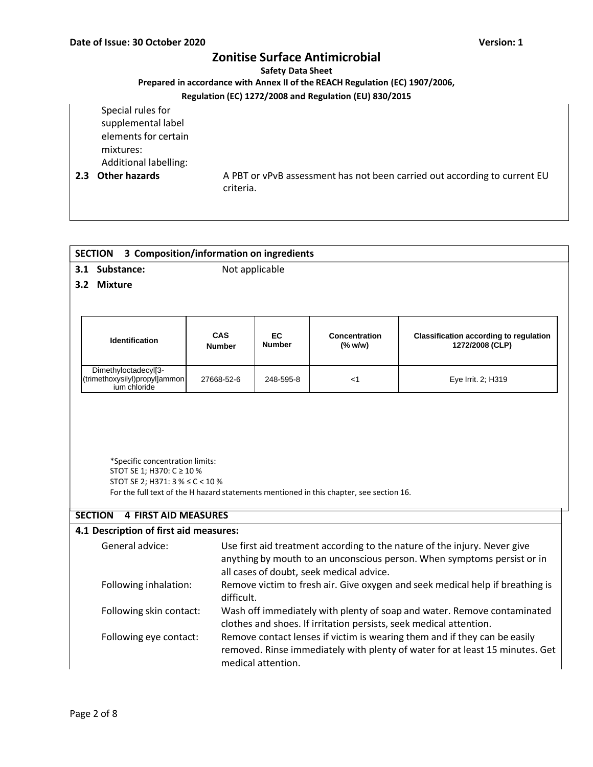Special rules for supplemental label elements for certain mixtures:

Additional labelling:

**2.3 Other hazards** A PBT or vPvB assessment has not been carried out according to current EU criteria.

## SECTION 3 Composition/information on ingredients

**3.1 Substance:** Not applicable

**3.2 Mixture**

| Identification | CAS Number | EC Number | Concentration (% w/w) | Classification according to regulation 1272/2008 (CLP) |
|---|---|---|---|---|
| Dimethyloctadecyl[3-(trimethoxysilyl)propyl]ammonium chloride | 27668-52-6 | 248-595-8 | <1 | Eye Irrit. 2; H319 |

*Specific concentration limits:
STOT SE 1; H370: C ≥ 10 %
STOT SE 2; H371: 3 % ≤ C < 10 %
For the full text of the H hazard statements mentioned in this chapter, see section 16.

## SECTION 4 FIRST AID MEASURES

**4.1 Description of first aid measures:**

General advice: Use first aid treatment according to the nature of the injury. Never give anything by mouth to an unconscious person. When symptoms persist or in all cases of doubt, seek medical advice.

Following inhalation: Remove victim to fresh air. Give oxygen and seek medical help if breathing is difficult.

Following skin contact: Wash off immediately with plenty of soap and water. Remove contaminated clothes and shoes. If irritation persists, seek medical attention.

Following eye contact: Remove contact lenses if victim is wearing them and if they can be easily removed. Rinse immediately with plenty of water for at least 15 minutes. Get medical attention.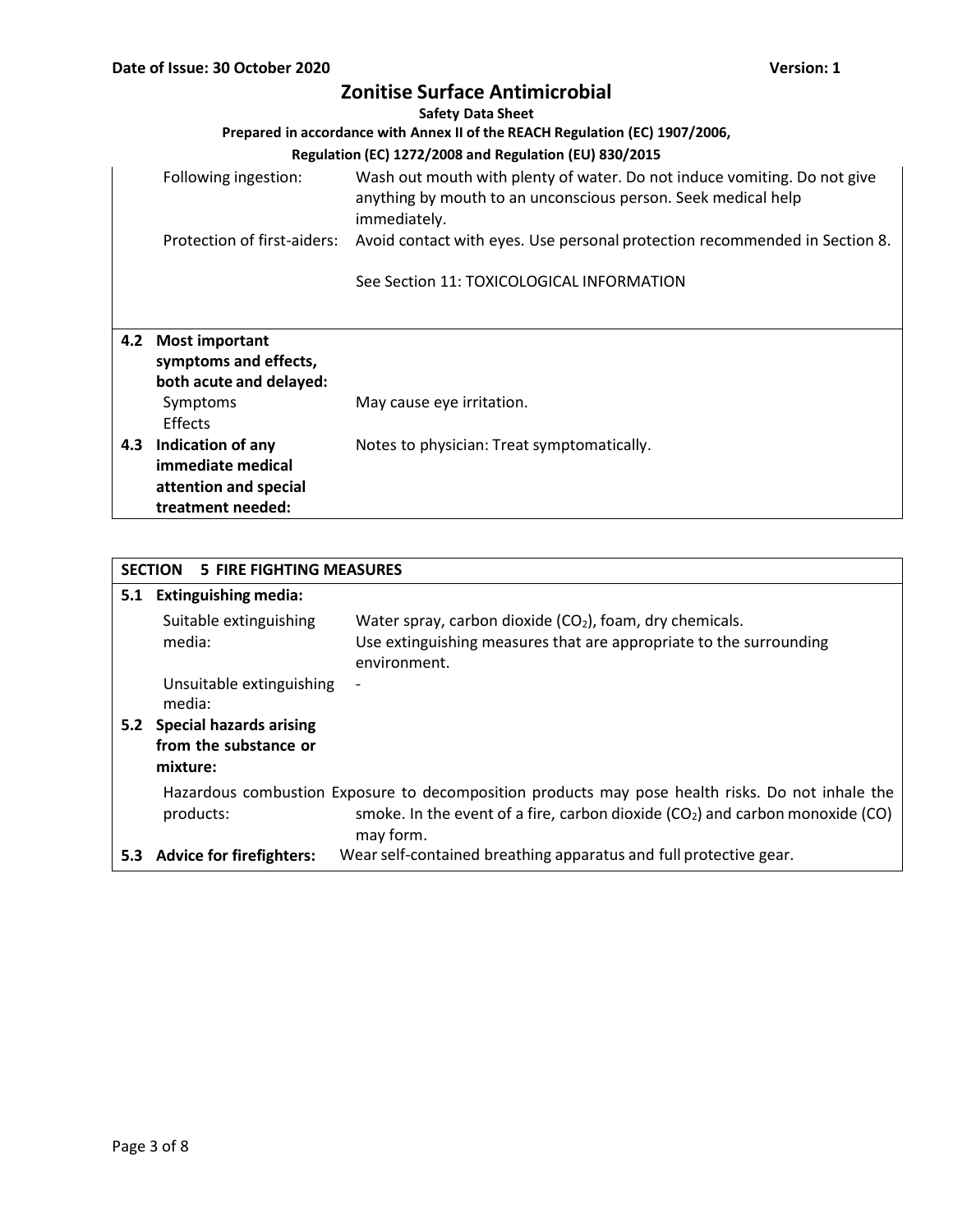| | | |
|---|---|---|
| | Following ingestion: | Wash out mouth with plenty of water. Do not induce vomiting. Do not give anything by mouth to an unconscious person. Seek medical help immediately. |
| | Protection of first-aiders: | Avoid contact with eyes. Use personal protection recommended in Section 8. |
| | | See Section 11: TOXICOLOGICAL INFORMATION |
| **4.2** | **Most important symptoms and effects, both acute and delayed:** | |
| | Symptoms | May cause eye irritation. |
| | Effects | |
| **4.3** | **Indication of any immediate medical attention and special treatment needed:** | Notes to physician: Treat symptomatically. |

## SECTION 5 FIRE FIGHTING MEASURES

| | | |
|---|---|---|
| **5.1** | **Extinguishing media:** | |
| | Suitable extinguishing media: | Water spray, carbon dioxide ($CO_2$), foam, dry chemicals. Use extinguishing measures that are appropriate to the surrounding environment. |
| | Unsuitable extinguishing media: | - |
| **5.2** | **Special hazards arising from the substance or mixture:** | |
| | Hazardous combustion products: | Exposure to decomposition products may pose health risks. Do not inhale the smoke. In the event of a fire, carbon dioxide ($CO_2$) and carbon monoxide (CO) may form. |
| **5.3** | **Advice for firefighters:** | Wear self-contained breathing apparatus and full protective gear. |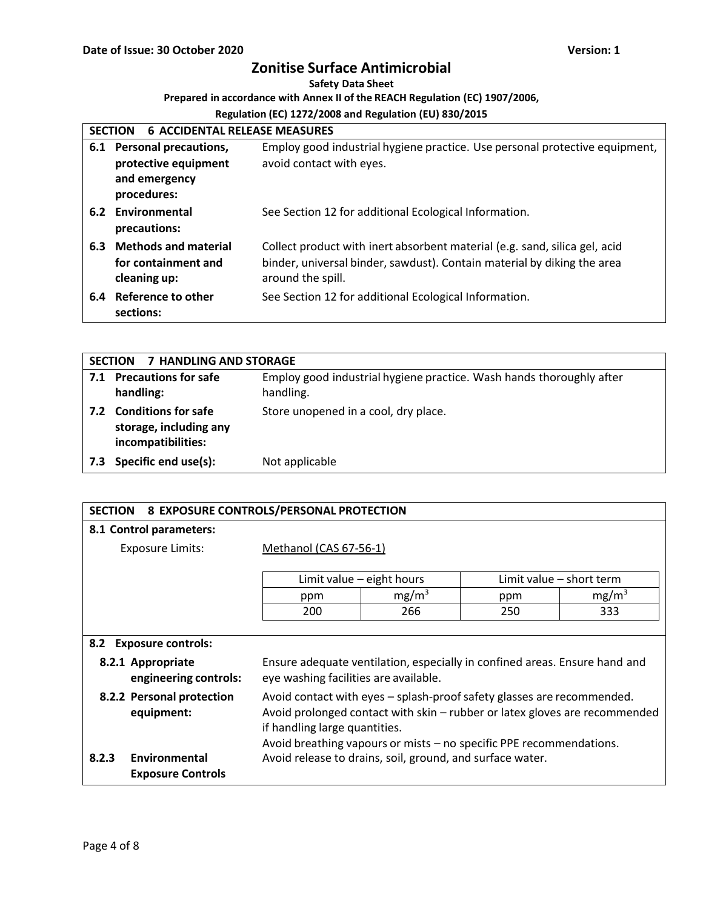## SECTION 6 ACCIDENTAL RELEASE MEASURES

| | |
|---|---|
| **6.1 Personal precautions, protective equipment and emergency procedures:** | Employ good industrial hygiene practice. Use personal protective equipment, avoid contact with eyes. |
| **6.2 Environmental precautions:** | See Section 12 for additional Ecological Information. |
| **6.3 Methods and material for containment and cleaning up:** | Collect product with inert absorbent material (e.g. sand, silica gel, acid binder, universal binder, sawdust). Contain material by diking the area around the spill. |
| **6.4 Reference to other sections:** | See Section 12 for additional Ecological Information. |

## SECTION 7 HANDLING AND STORAGE

| | |
|---|---|
| **7.1 Precautions for safe handling:** | Employ good industrial hygiene practice. Wash hands thoroughly after handling. |
| **7.2 Conditions for safe storage, including any incompatibilities:** | Store unopened in a cool, dry place. |
| **7.3 Specific end use(s):** | Not applicable |

## SECTION 8 EXPOSURE CONTROLS/PERSONAL PROTECTION

**8.1 Control parameters:**

Exposure Limits: Methanol (CAS 67-56-1)

| Limit value – eight hours | | Limit value – short term | |
|---|---|---|---|
| ppm | $mg/m^3$ | ppm | $mg/m^3$ |
| 200 | 266 | 250 | 333 |

**8.2 Exposure controls:**

| | |
|---|---|
| **8.2.1 Appropriate engineering controls:** | Ensure adequate ventilation, especially in confined areas. Ensure hand and eye washing facilities are available. |
| **8.2.2 Personal protection equipment:** | Avoid contact with eyes – splash-proof safety glasses are recommended. Avoid prolonged contact with skin – rubber or latex gloves are recommended if handling large quantities. Avoid breathing vapours or mists – no specific PPE recommendations. |
| **8.2.3 Environmental Exposure Controls** | Avoid release to drains, soil, ground, and surface water. |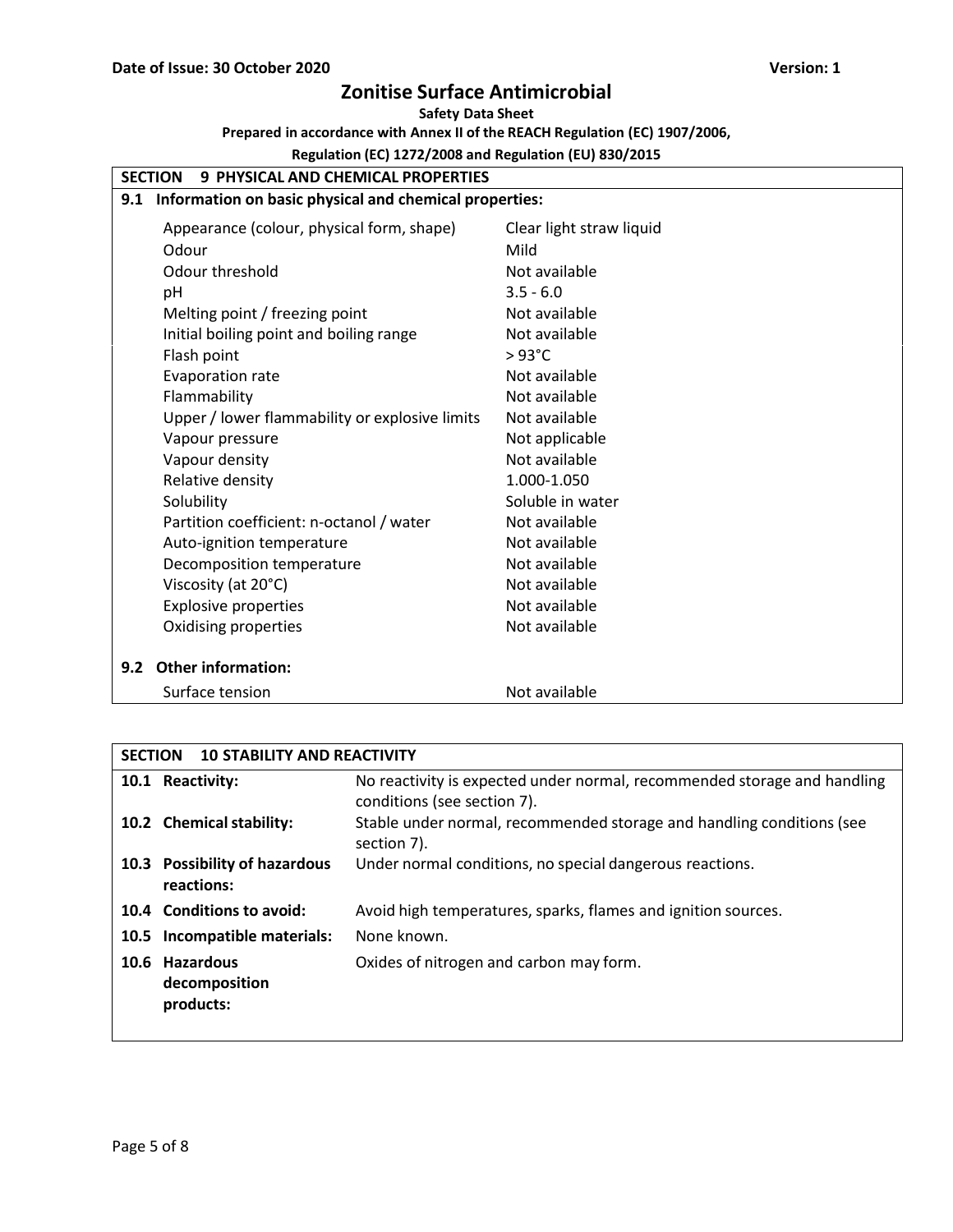## SECTION 9 PHYSICAL AND CHEMICAL PROPERTIES

### 9.1 Information on basic physical and chemical properties:

| Property | Value |
|---|---|
| Appearance (colour, physical form, shape) | Clear light straw liquid |
| Odour | Mild |
| Odour threshold | Not available |
| pH | 3.5 - 6.0 |
| Melting point / freezing point | Not available |
| Initial boiling point and boiling range | Not available |
| Flash point | > 93°C |
| Evaporation rate | Not available |
| Flammability | Not available |
| Upper / lower flammability or explosive limits | Not available |
| Vapour pressure | Not applicable |
| Vapour density | Not available |
| Relative density | 1.000-1.050 |
| Solubility | Soluble in water |
| Partition coefficient: n-octanol / water | Not available |
| Auto-ignition temperature | Not available |
| Decomposition temperature | Not available |
| Viscosity (at 20°C) | Not available |
| Explosive properties | Not available |
| Oxidising properties | Not available |

### 9.2 Other information:

| Property | Value |
|---|---|
| Surface tension | Not available |

## SECTION 10 STABILITY AND REACTIVITY

| | |
|---|---|
| **10.1 Reactivity:** | No reactivity is expected under normal, recommended storage and handling conditions (see section 7). |
| **10.2 Chemical stability:** | Stable under normal, recommended storage and handling conditions (see section 7). |
| **10.3 Possibility of hazardous reactions:** | Under normal conditions, no special dangerous reactions. |
| **10.4 Conditions to avoid:** | Avoid high temperatures, sparks, flames and ignition sources. |
| **10.5 Incompatible materials:** | None known. |
| **10.6 Hazardous decomposition products:** | Oxides of nitrogen and carbon may form. |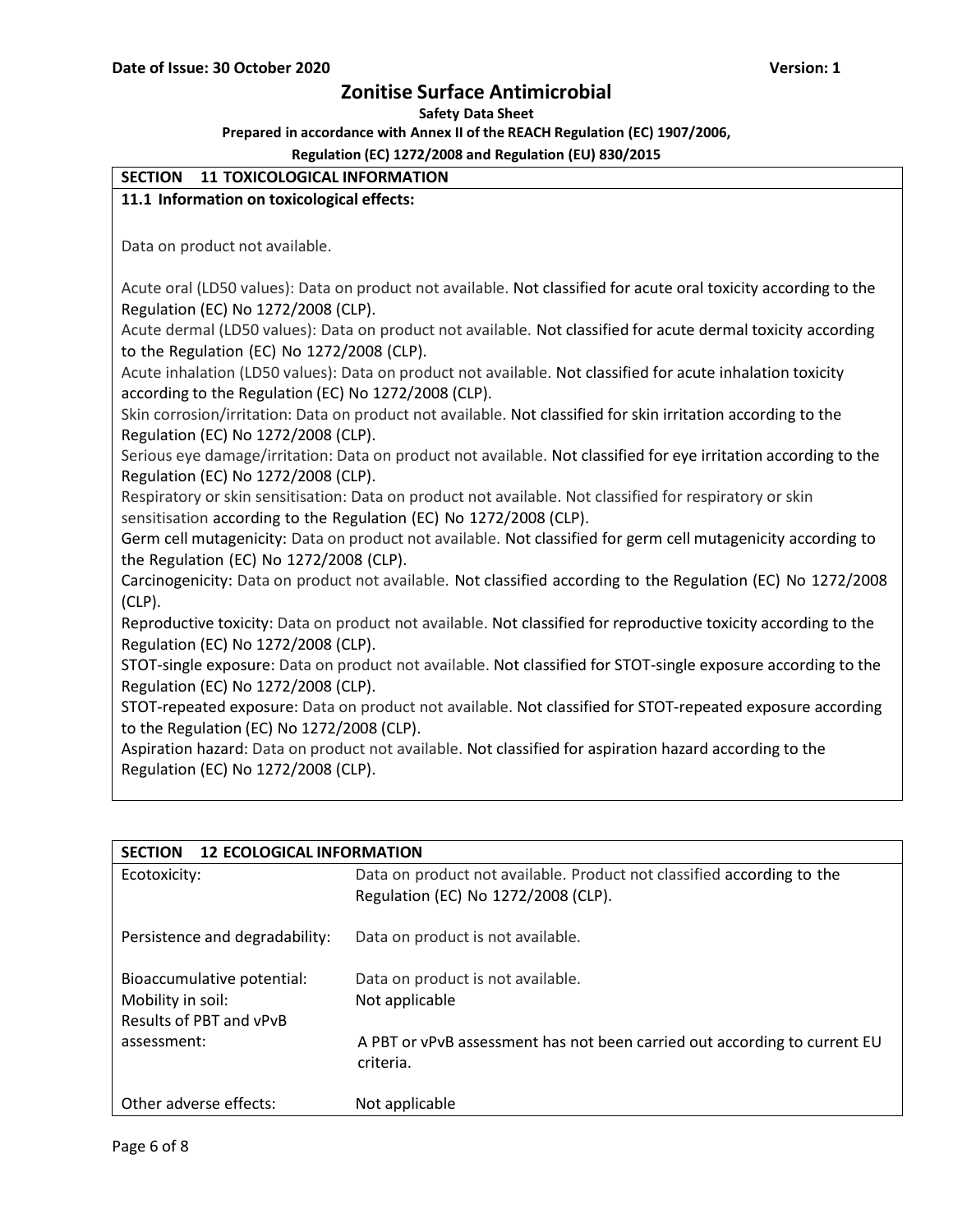## SECTION 11 TOXICOLOGICAL INFORMATION

### 11.1 Information on toxicological effects:

Data on product not available.

Acute oral (LD50 values): Data on product not available. Not classified for acute oral toxicity according to the Regulation (EC) No 1272/2008 (CLP).
Acute dermal (LD50 values): Data on product not available. Not classified for acute dermal toxicity according to the Regulation (EC) No 1272/2008 (CLP).
Acute inhalation (LD50 values): Data on product not available. Not classified for acute inhalation toxicity according to the Regulation (EC) No 1272/2008 (CLP).
Skin corrosion/irritation: Data on product not available. Not classified for skin irritation according to the Regulation (EC) No 1272/2008 (CLP).
Serious eye damage/irritation: Data on product not available. Not classified for eye irritation according to the Regulation (EC) No 1272/2008 (CLP).
Respiratory or skin sensitisation: Data on product not available. Not classified for respiratory or skin sensitisation according to the Regulation (EC) No 1272/2008 (CLP).
Germ cell mutagenicity: Data on product not available. Not classified for germ cell mutagenicity according to the Regulation (EC) No 1272/2008 (CLP).
Carcinogenicity: Data on product not available. Not classified according to the Regulation (EC) No 1272/2008 (CLP).
Reproductive toxicity: Data on product not available. Not classified for reproductive toxicity according to the Regulation (EC) No 1272/2008 (CLP).
STOT-single exposure: Data on product not available. Not classified for STOT-single exposure according to the Regulation (EC) No 1272/2008 (CLP).
STOT-repeated exposure: Data on product not available. Not classified for STOT-repeated exposure according to the Regulation (EC) No 1272/2008 (CLP).
Aspiration hazard: Data on product not available. Not classified for aspiration hazard according to the Regulation (EC) No 1272/2008 (CLP).

## SECTION 12 ECOLOGICAL INFORMATION

| | |
|---|---|
| Ecotoxicity: | Data on product not available. Product not classified according to the Regulation (EC) No 1272/2008 (CLP). |
| Persistence and degradability: | Data on product is not available. |
| Bioaccumulative potential: | Data on product is not available. |
| Mobility in soil: | Not applicable |
| Results of PBT and vPvB assessment: | A PBT or vPvB assessment has not been carried out according to current EU criteria. |
| Other adverse effects: | Not applicable |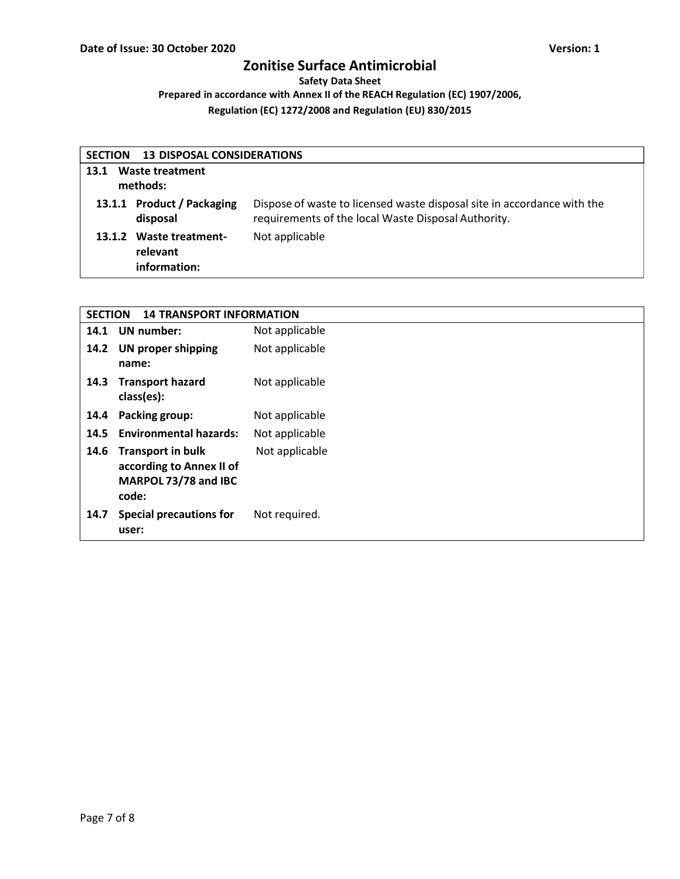| SECTION 13 DISPOSAL CONSIDERATIONS | |
|---|---|
| **13.1 Waste treatment methods:** | |
| **13.1.1 Product / Packaging disposal** | Dispose of waste to licensed waste disposal site in accordance with the requirements of the local Waste Disposal Authority. |
| **13.1.2 Waste treatment-relevant information:** | Not applicable |

| SECTION 14 TRANSPORT INFORMATION | |
|---|---|
| **14.1 UN number:** | Not applicable |
| **14.2 UN proper shipping name:** | Not applicable |
| **14.3 Transport hazard class(es):** | Not applicable |
| **14.4 Packing group:** | Not applicable |
| **14.5 Environmental hazards:** | Not applicable |
| **14.6 Transport in bulk according to Annex II of MARPOL 73/78 and IBC code:** | Not applicable |
| **14.7 Special precautions for user:** | Not required. |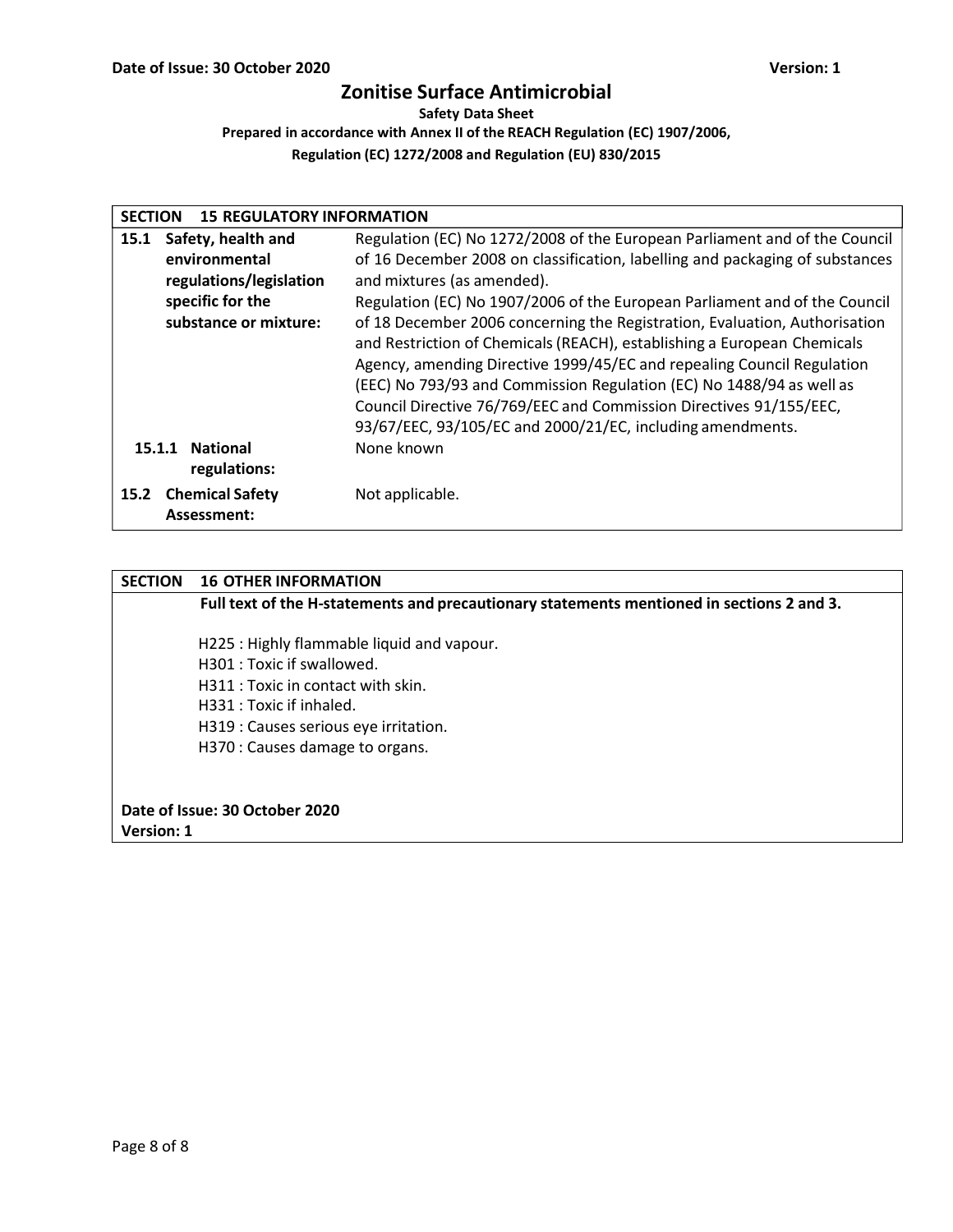| SECTION 15 REGULATORY INFORMATION | |
|---|---|
| **15.1 Safety, health and environmental regulations/legislation specific for the substance or mixture:** | Regulation (EC) No 1272/2008 of the European Parliament and of the Council of 16 December 2008 on classification, labelling and packaging of substances and mixtures (as amended).<br>Regulation (EC) No 1907/2006 of the European Parliament and of the Council of 18 December 2006 concerning the Registration, Evaluation, Authorisation and Restriction of Chemicals (REACH), establishing a European Chemicals Agency, amending Directive 1999/45/EC and repealing Council Regulation (EEC) No 793/93 and Commission Regulation (EC) No 1488/94 as well as Council Directive 76/769/EEC and Commission Directives 91/155/EEC, 93/67/EEC, 93/105/EC and 2000/21/EC, including amendments. |
| **15.1.1 National regulations:** | None known |
| **15.2 Chemical Safety Assessment:** | Not applicable. |

## SECTION 16 OTHER INFORMATION

**Full text of the H-statements and precautionary statements mentioned in sections 2 and 3.**

H225 : Highly flammable liquid and vapour.
H301 : Toxic if swallowed.
H311 : Toxic in contact with skin.
H331 : Toxic if inhaled.
H319 : Causes serious eye irritation.
H370 : Causes damage to organs.

**Date of Issue: 30 October 2020**
**Version: 1**